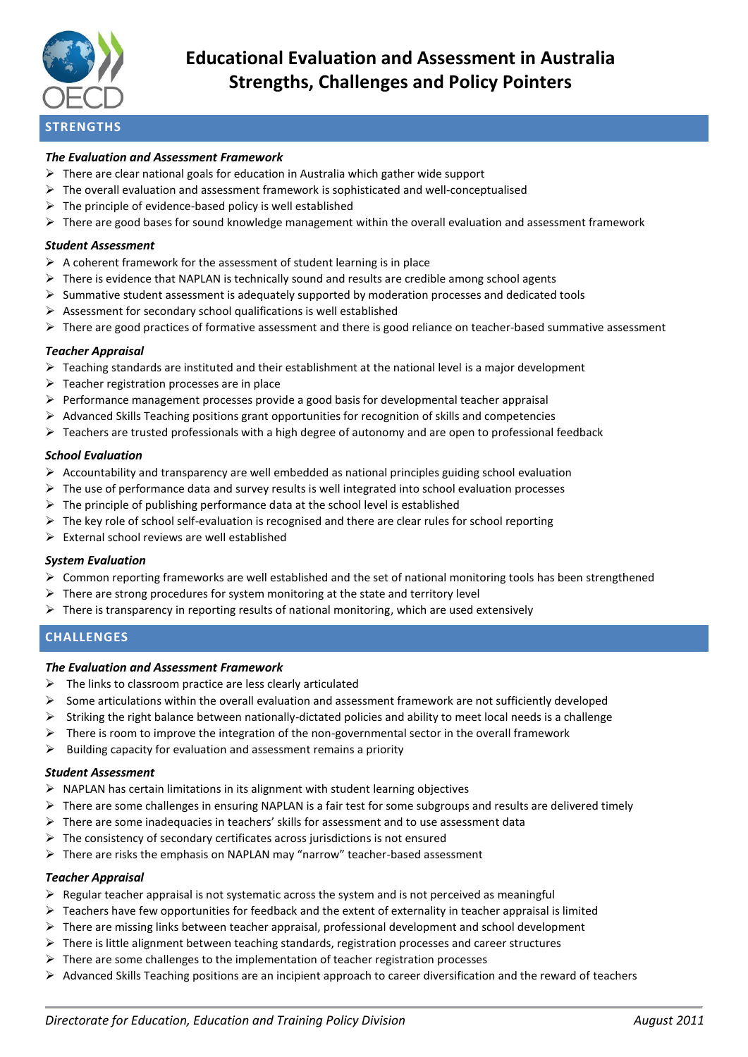# Educational Evaluation and Assessment in Australia
# Strengths, Challenges and Policy Pointers

## STRENGTHS

### *The Evaluation and Assessment Framework*

- There are clear national goals for education in Australia which gather wide support
- The overall evaluation and assessment framework is sophisticated and well-conceptualised
- The principle of evidence-based policy is well established
- There are good bases for sound knowledge management within the overall evaluation and assessment framework

### *Student Assessment*

- A coherent framework for the assessment of student learning is in place
- There is evidence that NAPLAN is technically sound and results are credible among school agents
- Summative student assessment is adequately supported by moderation processes and dedicated tools
- Assessment for secondary school qualifications is well established
- There are good practices of formative assessment and there is good reliance on teacher-based summative assessment

### *Teacher Appraisal*

- Teaching standards are instituted and their establishment at the national level is a major development
- Teacher registration processes are in place
- Performance management processes provide a good basis for developmental teacher appraisal
- Advanced Skills Teaching positions grant opportunities for recognition of skills and competencies
- Teachers are trusted professionals with a high degree of autonomy and are open to professional feedback

### *School Evaluation*

- Accountability and transparency are well embedded as national principles guiding school evaluation
- The use of performance data and survey results is well integrated into school evaluation processes
- The principle of publishing performance data at the school level is established
- The key role of school self-evaluation is recognised and there are clear rules for school reporting
- External school reviews are well established

### *System Evaluation*

- Common reporting frameworks are well established and the set of national monitoring tools has been strengthened
- There are strong procedures for system monitoring at the state and territory level
- There is transparency in reporting results of national monitoring, which are used extensively

## CHALLENGES

### *The Evaluation and Assessment Framework*

- The links to classroom practice are less clearly articulated
- Some articulations within the overall evaluation and assessment framework are not sufficiently developed
- Striking the right balance between nationally-dictated policies and ability to meet local needs is a challenge
- There is room to improve the integration of the non-governmental sector in the overall framework
- Building capacity for evaluation and assessment remains a priority

### *Student Assessment*

- NAPLAN has certain limitations in its alignment with student learning objectives
- There are some challenges in ensuring NAPLAN is a fair test for some subgroups and results are delivered timely
- There are some inadequacies in teachers' skills for assessment and to use assessment data
- The consistency of secondary certificates across jurisdictions is not ensured
- There are risks the emphasis on NAPLAN may "narrow" teacher-based assessment

### *Teacher Appraisal*

- Regular teacher appraisal is not systematic across the system and is not perceived as meaningful
- Teachers have few opportunities for feedback and the extent of externality in teacher appraisal is limited
- There are missing links between teacher appraisal, professional development and school development
- There is little alignment between teaching standards, registration processes and career structures
- There are some challenges to the implementation of teacher registration processes
- Advanced Skills Teaching positions are an incipient approach to career diversification and the reward of teachers

*Directorate for Education, Education and Training Policy Division* *August 2011*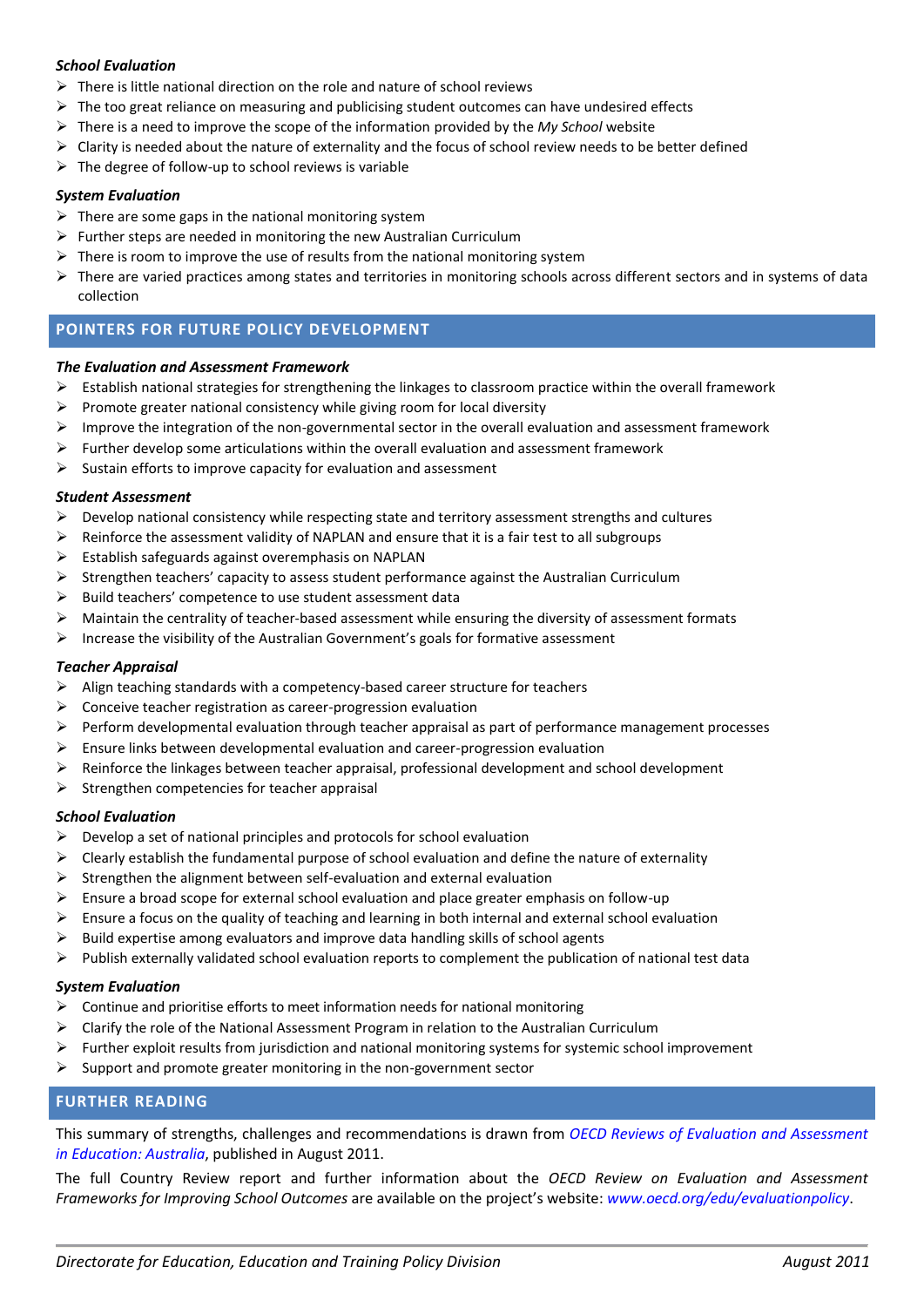***School Evaluation***

- There is little national direction on the role and nature of school reviews
- The too great reliance on measuring and publicising student outcomes can have undesired effects
- There is a need to improve the scope of the information provided by the *My School* website
- Clarity is needed about the nature of externality and the focus of school review needs to be better defined
- The degree of follow-up to school reviews is variable

***System Evaluation***

- There are some gaps in the national monitoring system
- Further steps are needed in monitoring the new Australian Curriculum
- There is room to improve the use of results from the national monitoring system
- There are varied practices among states and territories in monitoring schools across different sectors and in systems of data collection

## POINTERS FOR FUTURE POLICY DEVELOPMENT

***The Evaluation and Assessment Framework***

- Establish national strategies for strengthening the linkages to classroom practice within the overall framework
- Promote greater national consistency while giving room for local diversity
- Improve the integration of the non-governmental sector in the overall evaluation and assessment framework
- Further develop some articulations within the overall evaluation and assessment framework
- Sustain efforts to improve capacity for evaluation and assessment

***Student Assessment***

- Develop national consistency while respecting state and territory assessment strengths and cultures
- Reinforce the assessment validity of NAPLAN and ensure that it is a fair test to all subgroups
- Establish safeguards against overemphasis on NAPLAN
- Strengthen teachers' capacity to assess student performance against the Australian Curriculum
- Build teachers' competence to use student assessment data
- Maintain the centrality of teacher-based assessment while ensuring the diversity of assessment formats
- Increase the visibility of the Australian Government's goals for formative assessment

***Teacher Appraisal***

- Align teaching standards with a competency-based career structure for teachers
- Conceive teacher registration as career-progression evaluation
- Perform developmental evaluation through teacher appraisal as part of performance management processes
- Ensure links between developmental evaluation and career-progression evaluation
- Reinforce the linkages between teacher appraisal, professional development and school development
- Strengthen competencies for teacher appraisal

***School Evaluation***

- Develop a set of national principles and protocols for school evaluation
- Clearly establish the fundamental purpose of school evaluation and define the nature of externality
- Strengthen the alignment between self-evaluation and external evaluation
- Ensure a broad scope for external school evaluation and place greater emphasis on follow-up
- Ensure a focus on the quality of teaching and learning in both internal and external school evaluation
- Build expertise among evaluators and improve data handling skills of school agents
- Publish externally validated school evaluation reports to complement the publication of national test data

***System Evaluation***

- Continue and prioritise efforts to meet information needs for national monitoring
- Clarify the role of the National Assessment Program in relation to the Australian Curriculum
- Further exploit results from jurisdiction and national monitoring systems for systemic school improvement
- Support and promote greater monitoring in the non-government sector

## FURTHER READING

This summary of strengths, challenges and recommendations is drawn from *OECD Reviews of Evaluation and Assessment in Education: Australia*, published in August 2011.

The full Country Review report and further information about the *OECD Review on Evaluation and Assessment Frameworks for Improving School Outcomes* are available on the project's website: *www.oecd.org/edu/evaluationpolicy*.

*Directorate for Education, Education and Training Policy Division* — *August 2011*